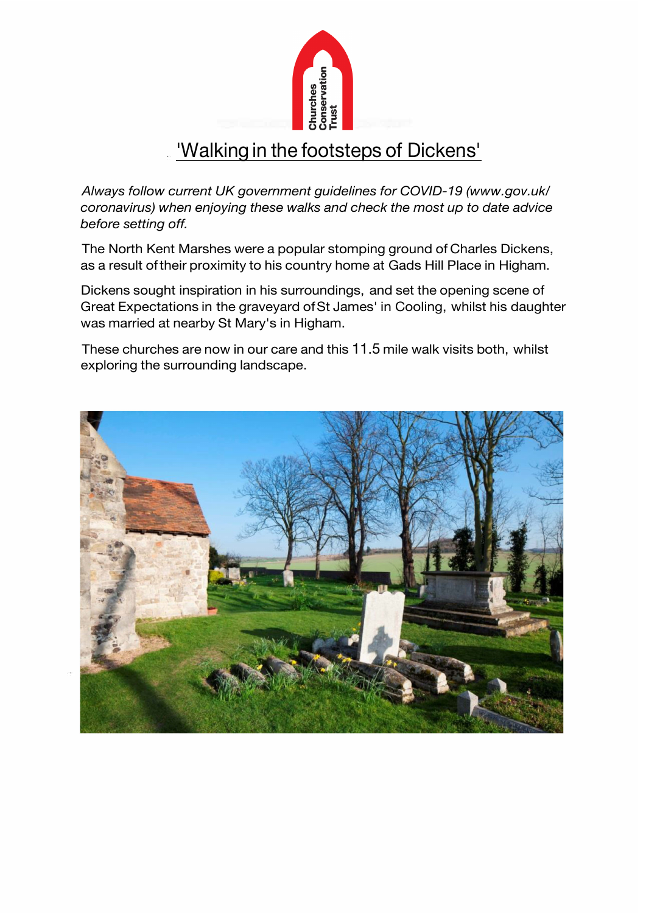# 'Walking in the footsteps of Dickens'

*Always follow current UK government guidelines for COVID-19 (www.gov.uk/coronavirus) when enjoying these walks and check the most up to date advice before setting off.*

The North Kent Marshes were a popular stomping ground of Charles Dickens, as a result of their proximity to his country home at Gads Hill Place in Higham.

Dickens sought inspiration in his surroundings, and set the opening scene of Great Expectations in the graveyard of St James' in Cooling, whilst his daughter was married at nearby St Mary's in Higham.

These churches are now in our care and this 11.5 mile walk visits both, whilst exploring the surrounding landscape.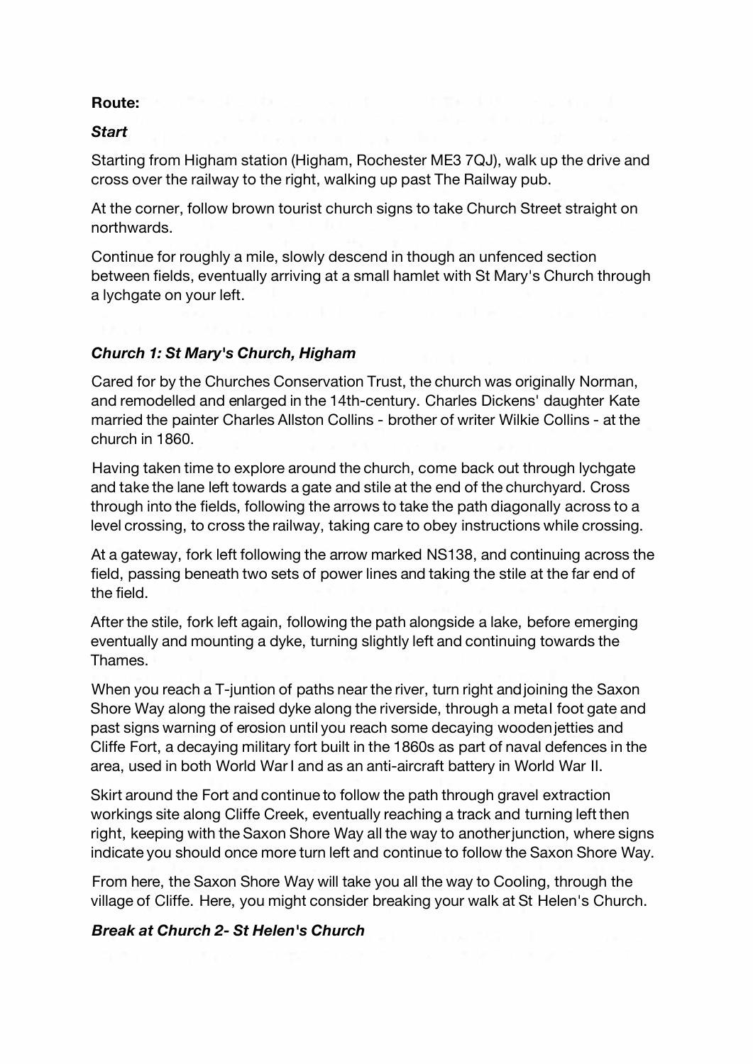**Route:**

***Start***

Starting from Higham station (Higham, Rochester ME3 7QJ), walk up the drive and cross over the railway to the right, walking up past The Railway pub.

At the corner, follow brown tourist church signs to take Church Street straight on northwards.

Continue for roughly a mile, slowly descend in though an unfenced section between fields, eventually arriving at a small hamlet with St Mary's Church through a lychgate on your left.

***Church 1: St Mary's Church, Higham***

Cared for by the Churches Conservation Trust, the church was originally Norman, and remodelled and enlarged in the 14th-century. Charles Dickens' daughter Kate married the painter Charles Allston Collins - brother of writer Wilkie Collins - at the church in 1860.

Having taken time to explore around the church, come back out through lychgate and take the lane left towards a gate and stile at the end of the churchyard. Cross through into the fields, following the arrows to take the path diagonally across to a level crossing, to cross the railway, taking care to obey instructions while crossing.

At a gateway, fork left following the arrow marked NS138, and continuing across the field, passing beneath two sets of power lines and taking the stile at the far end of the field.

After the stile, fork left again, following the path alongside a lake, before emerging eventually and mounting a dyke, turning slightly left and continuing towards the Thames.

When you reach a T-juntion of paths near the river, turn right and joining the Saxon Shore Way along the raised dyke along the riverside, through a metal foot gate and past signs warning of erosion until you reach some decaying wooden jetties and Cliffe Fort, a decaying military fort built in the 1860s as part of naval defences in the area, used in both World War I and as an anti-aircraft battery in World War II.

Skirt around the Fort and continue to follow the path through gravel extraction workings site along Cliffe Creek, eventually reaching a track and turning left then right, keeping with the Saxon Shore Way all the way to another junction, where signs indicate you should once more turn left and continue to follow the Saxon Shore Way.

From here, the Saxon Shore Way will take you all the way to Cooling, through the village of Cliffe. Here, you might consider breaking your walk at St Helen's Church.

***Break at Church 2- St Helen's Church***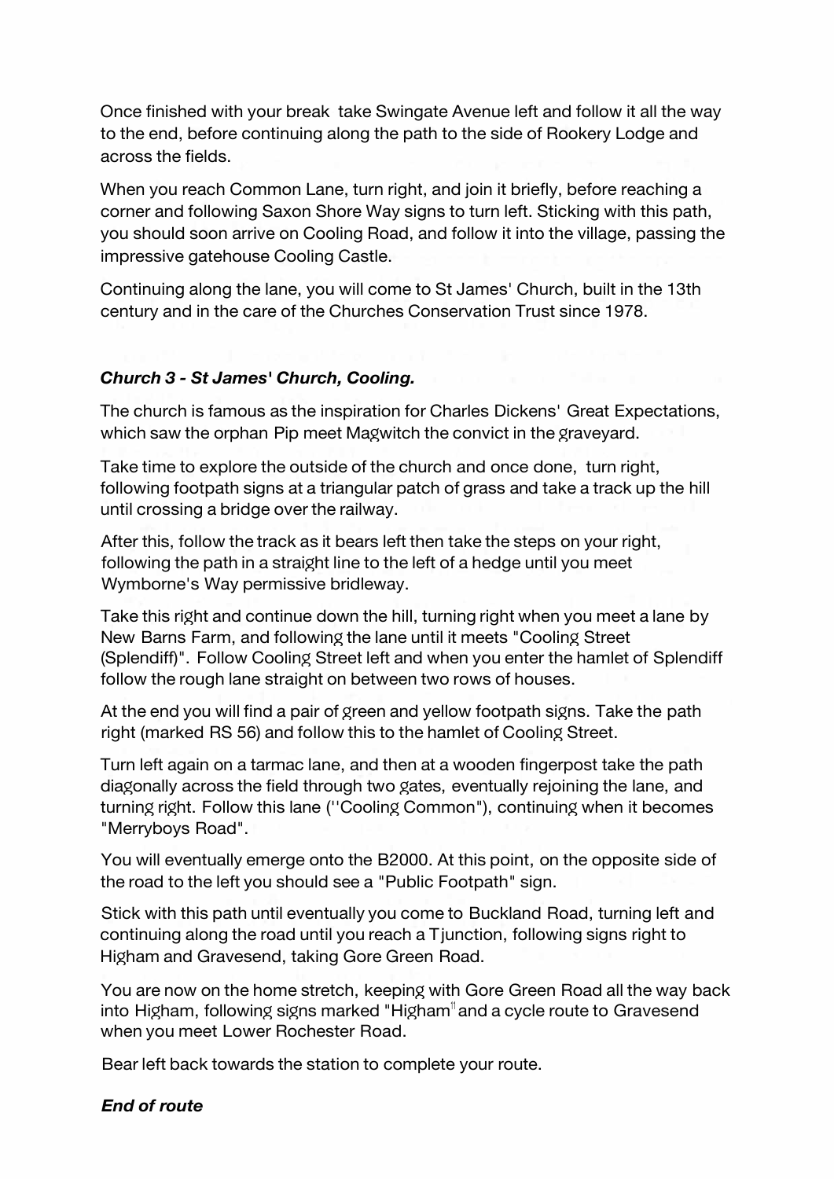Once finished with your break take Swingate Avenue left and follow it all the way to the end, before continuing along the path to the side of Rookery Lodge and across the fields.

When you reach Common Lane, turn right, and join it briefly, before reaching a corner and following Saxon Shore Way signs to turn left. Sticking with this path, you should soon arrive on Cooling Road, and follow it into the village, passing the impressive gatehouse Cooling Castle.

Continuing along the lane, you will come to St James' Church, built in the 13th century and in the care of the Churches Conservation Trust since 1978.

***Church 3 - St James' Church, Cooling.***

The church is famous as the inspiration for Charles Dickens' Great Expectations, which saw the orphan Pip meet Magwitch the convict in the graveyard.

Take time to explore the outside of the church and once done, turn right, following footpath signs at a triangular patch of grass and take a track up the hill until crossing a bridge over the railway.

After this, follow the track as it bears left then take the steps on your right, following the path in a straight line to the left of a hedge until you meet Wymborne's Way permissive bridleway.

Take this right and continue down the hill, turning right when you meet a lane by New Barns Farm, and following the lane until it meets "Cooling Street (Splendiff)". Follow Cooling Street left and when you enter the hamlet of Splendiff follow the rough lane straight on between two rows of houses.

At the end you will find a pair of green and yellow footpath signs. Take the path right (marked RS 56) and follow this to the hamlet of Cooling Street.

Turn left again on a tarmac lane, and then at a wooden fingerpost take the path diagonally across the field through two gates, eventually rejoining the lane, and turning right. Follow this lane (''Cooling Common"), continuing when it becomes "Merryboys Road".

You will eventually emerge onto the B2000. At this point, on the opposite side of the road to the left you should see a "Public Footpath" sign.

Stick with this path until eventually you come to Buckland Road, turning left and continuing along the road until you reach a T junction, following signs right to Higham and Gravesend, taking Gore Green Road.

You are now on the home stretch, keeping with Gore Green Road all the way back into Higham, following signs marked "Higham" and a cycle route to Gravesend when you meet Lower Rochester Road.

Bear left back towards the station to complete your route.

***End of route***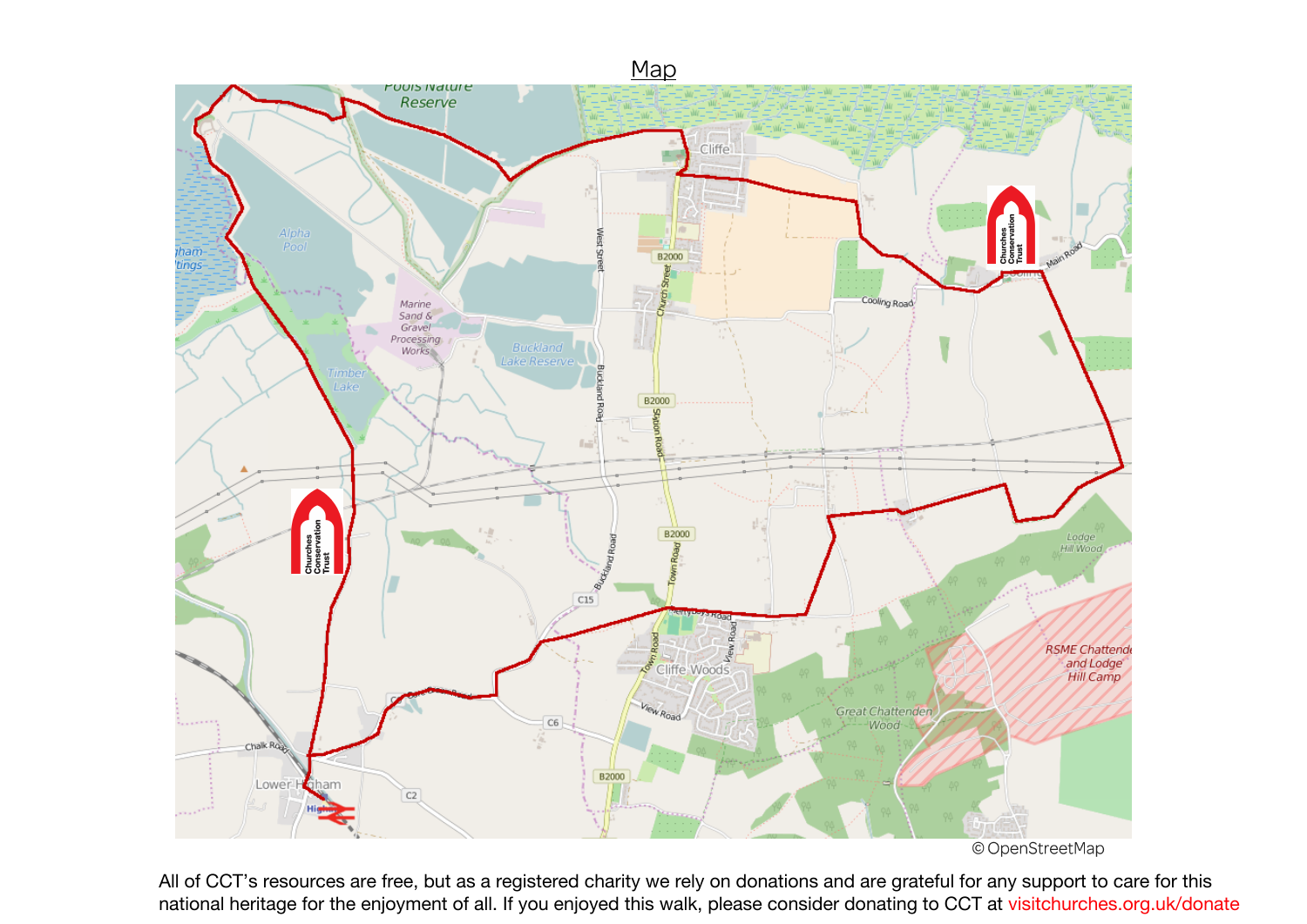## Map

© OpenStreetMap

All of CCT's resources are free, but as a registered charity we rely on donations and are grateful for any support to care for this national heritage for the enjoyment of all. If you enjoyed this walk, please consider donating to CCT at visitchurches.org.uk/donate